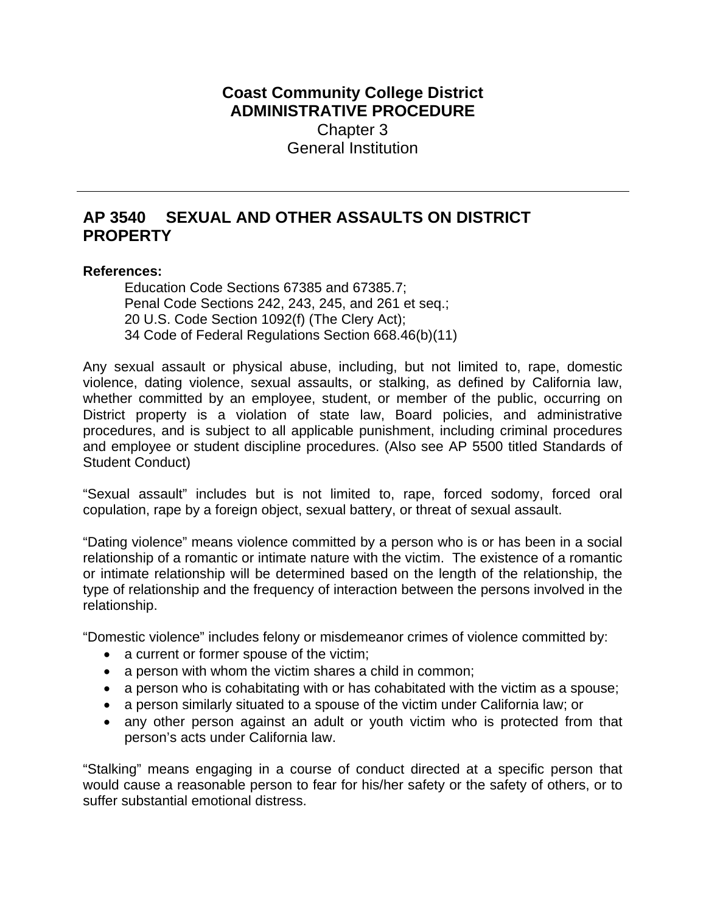**Coast Community College District**
**ADMINISTRATIVE PROCEDURE**
Chapter 3
General Institution

---

## AP 3540 SEXUAL AND OTHER ASSAULTS ON DISTRICT PROPERTY

**References:**

Education Code Sections 67385 and 67385.7;
Penal Code Sections 242, 243, 245, and 261 et seq.;
20 U.S. Code Section 1092(f) (The Clery Act);
34 Code of Federal Regulations Section 668.46(b)(11)

Any sexual assault or physical abuse, including, but not limited to, rape, domestic violence, dating violence, sexual assaults, or stalking, as defined by California law, whether committed by an employee, student, or member of the public, occurring on District property is a violation of state law, Board policies, and administrative procedures, and is subject to all applicable punishment, including criminal procedures and employee or student discipline procedures. (Also see AP 5500 titled Standards of Student Conduct)

"Sexual assault" includes but is not limited to, rape, forced sodomy, forced oral copulation, rape by a foreign object, sexual battery, or threat of sexual assault.

"Dating violence" means violence committed by a person who is or has been in a social relationship of a romantic or intimate nature with the victim. The existence of a romantic or intimate relationship will be determined based on the length of the relationship, the type of relationship and the frequency of interaction between the persons involved in the relationship.

"Domestic violence" includes felony or misdemeanor crimes of violence committed by:

- a current or former spouse of the victim;
- a person with whom the victim shares a child in common;
- a person who is cohabitating with or has cohabitated with the victim as a spouse;
- a person similarly situated to a spouse of the victim under California law; or
- any other person against an adult or youth victim who is protected from that person's acts under California law.

"Stalking" means engaging in a course of conduct directed at a specific person that would cause a reasonable person to fear for his/her safety or the safety of others, or to suffer substantial emotional distress.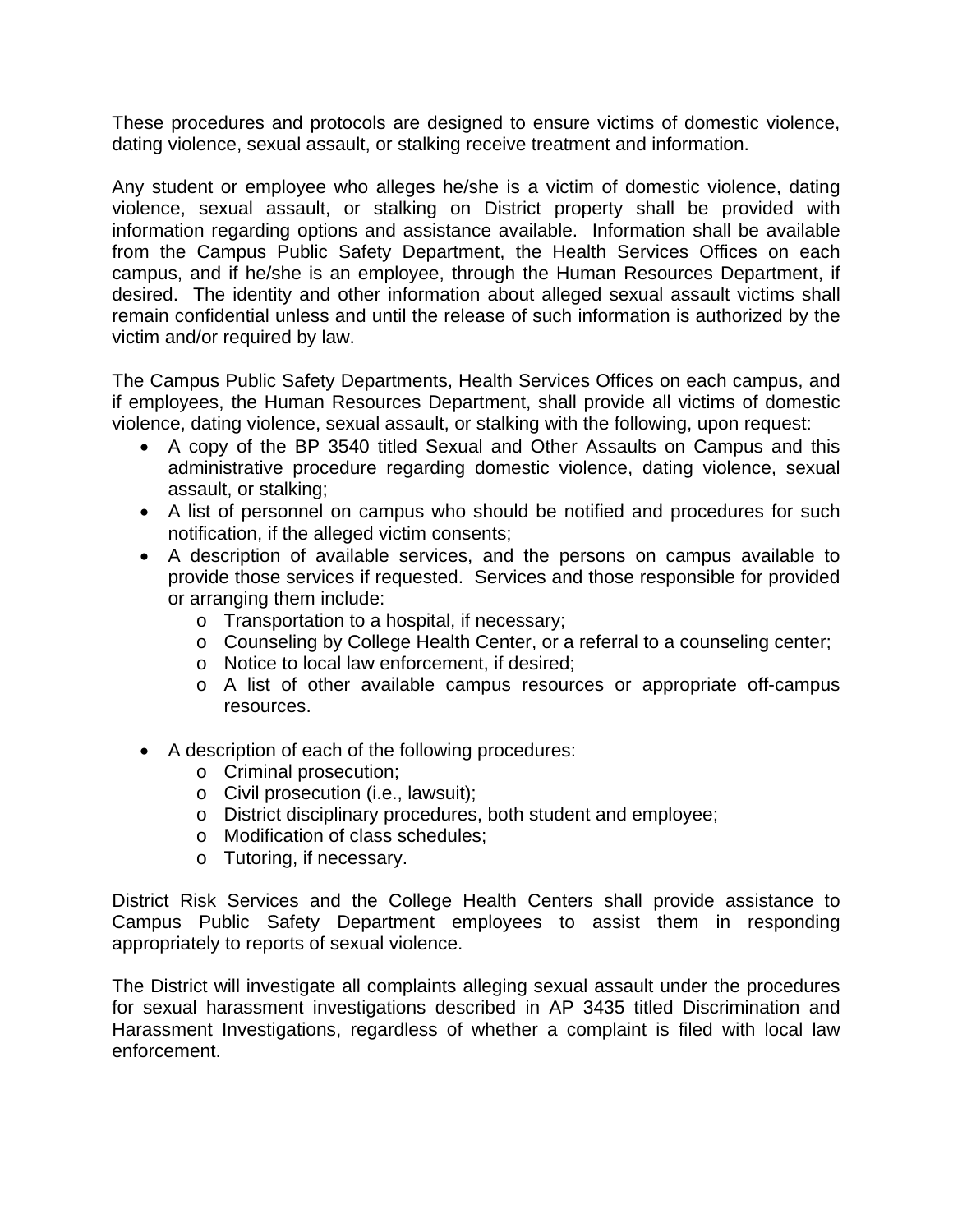These procedures and protocols are designed to ensure victims of domestic violence, dating violence, sexual assault, or stalking receive treatment and information.

Any student or employee who alleges he/she is a victim of domestic violence, dating violence, sexual assault, or stalking on District property shall be provided with information regarding options and assistance available. Information shall be available from the Campus Public Safety Department, the Health Services Offices on each campus, and if he/she is an employee, through the Human Resources Department, if desired. The identity and other information about alleged sexual assault victims shall remain confidential unless and until the release of such information is authorized by the victim and/or required by law.

The Campus Public Safety Departments, Health Services Offices on each campus, and if employees, the Human Resources Department, shall provide all victims of domestic violence, dating violence, sexual assault, or stalking with the following, upon request:

- A copy of the BP 3540 titled Sexual and Other Assaults on Campus and this administrative procedure regarding domestic violence, dating violence, sexual assault, or stalking;
- A list of personnel on campus who should be notified and procedures for such notification, if the alleged victim consents;
- A description of available services, and the persons on campus available to provide those services if requested. Services and those responsible for provided or arranging them include:
    - Transportation to a hospital, if necessary;
    - Counseling by College Health Center, or a referral to a counseling center;
    - Notice to local law enforcement, if desired;
    - A list of other available campus resources or appropriate off-campus resources.

- A description of each of the following procedures:
    - Criminal prosecution;
    - Civil prosecution (i.e., lawsuit);
    - District disciplinary procedures, both student and employee;
    - Modification of class schedules;
    - Tutoring, if necessary.

District Risk Services and the College Health Centers shall provide assistance to Campus Public Safety Department employees to assist them in responding appropriately to reports of sexual violence.

The District will investigate all complaints alleging sexual assault under the procedures for sexual harassment investigations described in AP 3435 titled Discrimination and Harassment Investigations, regardless of whether a complaint is filed with local law enforcement.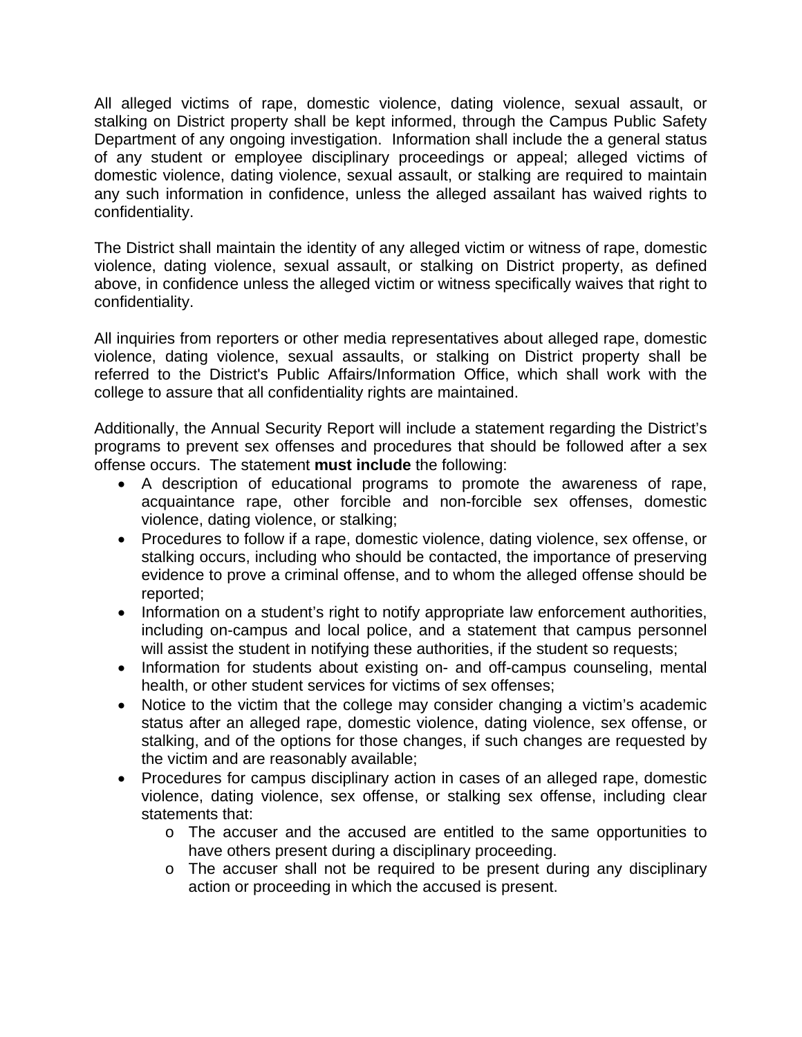All alleged victims of rape, domestic violence, dating violence, sexual assault, or stalking on District property shall be kept informed, through the Campus Public Safety Department of any ongoing investigation. Information shall include the a general status of any student or employee disciplinary proceedings or appeal; alleged victims of domestic violence, dating violence, sexual assault, or stalking are required to maintain any such information in confidence, unless the alleged assailant has waived rights to confidentiality.

The District shall maintain the identity of any alleged victim or witness of rape, domestic violence, dating violence, sexual assault, or stalking on District property, as defined above, in confidence unless the alleged victim or witness specifically waives that right to confidentiality.

All inquiries from reporters or other media representatives about alleged rape, domestic violence, dating violence, sexual assaults, or stalking on District property shall be referred to the District's Public Affairs/Information Office, which shall work with the college to assure that all confidentiality rights are maintained.

Additionally, the Annual Security Report will include a statement regarding the District's programs to prevent sex offenses and procedures that should be followed after a sex offense occurs. The statement **must include** the following:

- A description of educational programs to promote the awareness of rape, acquaintance rape, other forcible and non-forcible sex offenses, domestic violence, dating violence, or stalking;
- Procedures to follow if a rape, domestic violence, dating violence, sex offense, or stalking occurs, including who should be contacted, the importance of preserving evidence to prove a criminal offense, and to whom the alleged offense should be reported;
- Information on a student's right to notify appropriate law enforcement authorities, including on-campus and local police, and a statement that campus personnel will assist the student in notifying these authorities, if the student so requests;
- Information for students about existing on- and off-campus counseling, mental health, or other student services for victims of sex offenses;
- Notice to the victim that the college may consider changing a victim's academic status after an alleged rape, domestic violence, dating violence, sex offense, or stalking, and of the options for those changes, if such changes are requested by the victim and are reasonably available;
- Procedures for campus disciplinary action in cases of an alleged rape, domestic violence, dating violence, sex offense, or stalking sex offense, including clear statements that:
    - The accuser and the accused are entitled to the same opportunities to have others present during a disciplinary proceeding.
    - The accuser shall not be required to be present during any disciplinary action or proceeding in which the accused is present.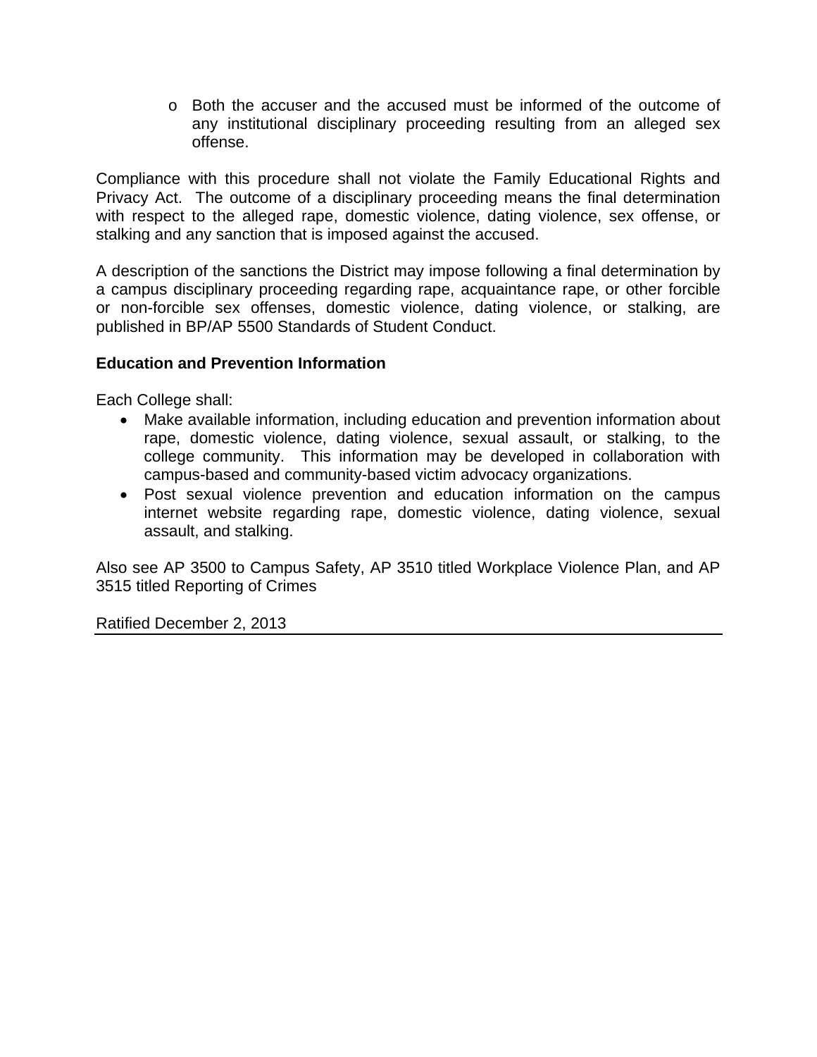- Both the accuser and the accused must be informed of the outcome of any institutional disciplinary proceeding resulting from an alleged sex offense.

Compliance with this procedure shall not violate the Family Educational Rights and Privacy Act. The outcome of a disciplinary proceeding means the final determination with respect to the alleged rape, domestic violence, dating violence, sex offense, or stalking and any sanction that is imposed against the accused.

A description of the sanctions the District may impose following a final determination by a campus disciplinary proceeding regarding rape, acquaintance rape, or other forcible or non-forcible sex offenses, domestic violence, dating violence, or stalking, are published in BP/AP 5500 Standards of Student Conduct.

**Education and Prevention Information**

Each College shall:

- Make available information, including education and prevention information about rape, domestic violence, dating violence, sexual assault, or stalking, to the college community. This information may be developed in collaboration with campus-based and community-based victim advocacy organizations.
- Post sexual violence prevention and education information on the campus internet website regarding rape, domestic violence, dating violence, sexual assault, and stalking.

Also see AP 3500 to Campus Safety, AP 3510 titled Workplace Violence Plan, and AP 3515 titled Reporting of Crimes

Ratified December 2, 2013